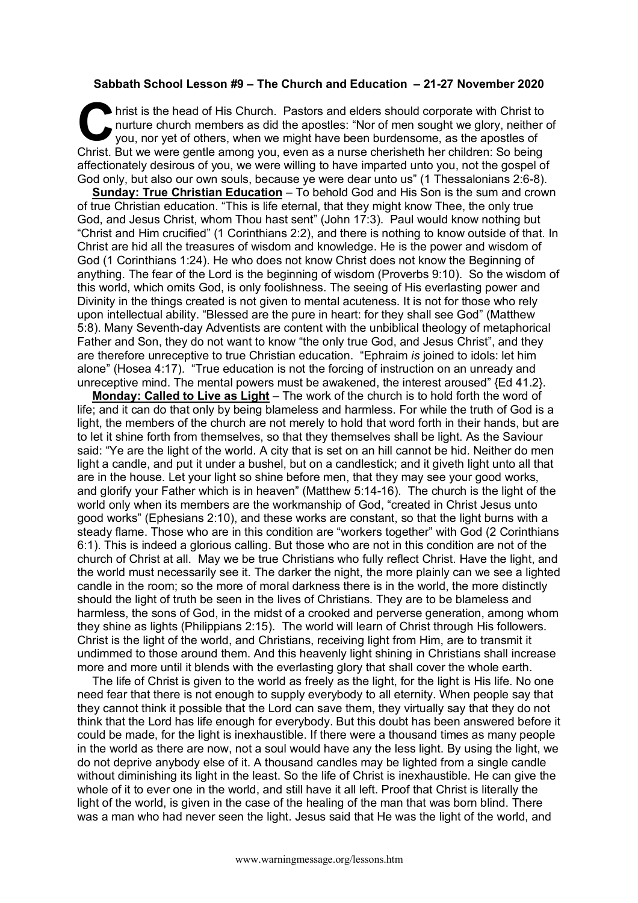**Sabbath School Lesson #9 – The Church and Education – 21-27 November 2020**

Christ is the head of His Church. Pastors and elders should corporate with Christ to nurture church members as did the apostles: "Nor of men sought we glory, neither of you, nor yet of others, when we might have been burdensome, as the apostles of Christ. But we were gentle among you, even as a nurse cherisheth her children: So being affectionately desirous of you, we were willing to have imparted unto you, not the gospel of God only, but also our own souls, because ye were dear unto us" (1 Thessalonians 2:6-8).

**Sunday: True Christian Education** – To behold God and His Son is the sum and crown of true Christian education. "This is life eternal, that they might know Thee, the only true God, and Jesus Christ, whom Thou hast sent" (John 17:3). Paul would know nothing but "Christ and Him crucified" (1 Corinthians 2:2), and there is nothing to know outside of that. In Christ are hid all the treasures of wisdom and knowledge. He is the power and wisdom of God (1 Corinthians 1:24). He who does not know Christ does not know the Beginning of anything. The fear of the Lord is the beginning of wisdom (Proverbs 9:10). So the wisdom of this world, which omits God, is only foolishness. The seeing of His everlasting power and Divinity in the things created is not given to mental acuteness. It is not for those who rely upon intellectual ability. "Blessed are the pure in heart: for they shall see God" (Matthew 5:8). Many Seventh-day Adventists are content with the unbiblical theology of metaphorical Father and Son, they do not want to know "the only true God, and Jesus Christ", and they are therefore unreceptive to true Christian education. "Ephraim *is* joined to idols: let him alone" (Hosea 4:17). "True education is not the forcing of instruction on an unready and unreceptive mind. The mental powers must be awakened, the interest aroused" {Ed 41.2}.

**Monday: Called to Live as Light** – The work of the church is to hold forth the word of life; and it can do that only by being blameless and harmless. For while the truth of God is a light, the members of the church are not merely to hold that word forth in their hands, but are to let it shine forth from themselves, so that they themselves shall be light. As the Saviour said: "Ye are the light of the world. A city that is set on an hill cannot be hid. Neither do men light a candle, and put it under a bushel, but on a candlestick; and it giveth light unto all that are in the house. Let your light so shine before men, that they may see your good works, and glorify your Father which is in heaven" (Matthew 5:14-16). The church is the light of the world only when its members are the workmanship of God, "created in Christ Jesus unto good works" (Ephesians 2:10), and these works are constant, so that the light burns with a steady flame. Those who are in this condition are "workers together" with God (2 Corinthians 6:1). This is indeed a glorious calling. But those who are not in this condition are not of the church of Christ at all. May we be true Christians who fully reflect Christ. Have the light, and the world must necessarily see it. The darker the night, the more plainly can we see a lighted candle in the room; so the more of moral darkness there is in the world, the more distinctly should the light of truth be seen in the lives of Christians. They are to be blameless and harmless, the sons of God, in the midst of a crooked and perverse generation, among whom they shine as lights (Philippians 2:15). The world will learn of Christ through His followers. Christ is the light of the world, and Christians, receiving light from Him, are to transmit it undimmed to those around them. And this heavenly light shining in Christians shall increase more and more until it blends with the everlasting glory that shall cover the whole earth.

The life of Christ is given to the world as freely as the light, for the light is His life. No one need fear that there is not enough to supply everybody to all eternity. When people say that they cannot think it possible that the Lord can save them, they virtually say that they do not think that the Lord has life enough for everybody. But this doubt has been answered before it could be made, for the light is inexhaustible. If there were a thousand times as many people in the world as there are now, not a soul would have any the less light. By using the light, we do not deprive anybody else of it. A thousand candles may be lighted from a single candle without diminishing its light in the least. So the life of Christ is inexhaustible. He can give the whole of it to ever one in the world, and still have it all left. Proof that Christ is literally the light of the world, is given in the case of the healing of the man that was born blind. There was a man who had never seen the light. Jesus said that He was the light of the world, and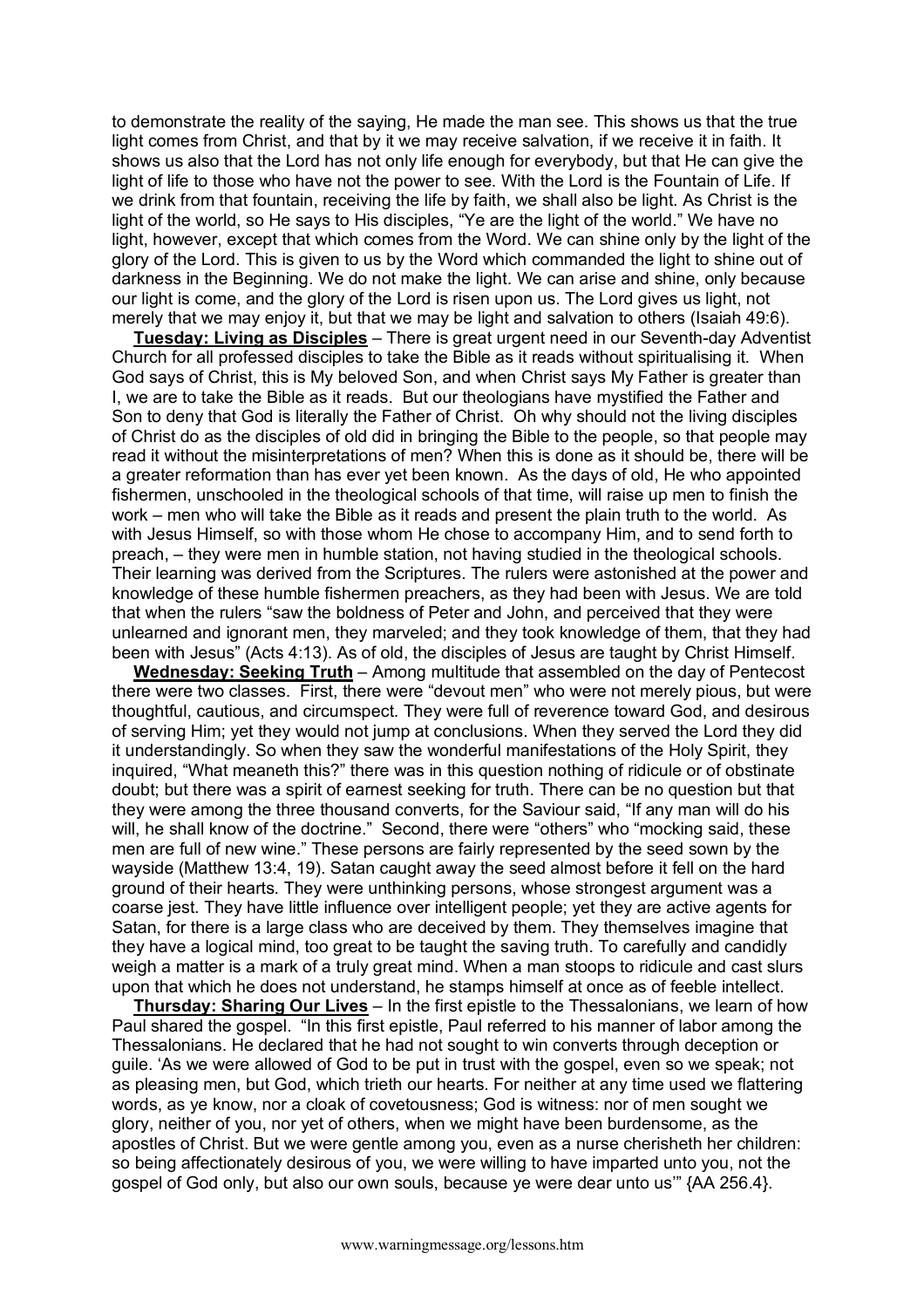to demonstrate the reality of the saying, He made the man see. This shows us that the true light comes from Christ, and that by it we may receive salvation, if we receive it in faith. It shows us also that the Lord has not only life enough for everybody, but that He can give the light of life to those who have not the power to see. With the Lord is the Fountain of Life. If we drink from that fountain, receiving the life by faith, we shall also be light. As Christ is the light of the world, so He says to His disciples, "Ye are the light of the world." We have no light, however, except that which comes from the Word. We can shine only by the light of the glory of the Lord. This is given to us by the Word which commanded the light to shine out of darkness in the Beginning. We do not make the light. We can arise and shine, only because our light is come, and the glory of the Lord is risen upon us. The Lord gives us light, not merely that we may enjoy it, but that we may be light and salvation to others (Isaiah 49:6).

**Tuesday: Living as Disciples** – There is great urgent need in our Seventh-day Adventist Church for all professed disciples to take the Bible as it reads without spiritualising it. When God says of Christ, this is My beloved Son, and when Christ says My Father is greater than I, we are to take the Bible as it reads. But our theologians have mystified the Father and Son to deny that God is literally the Father of Christ. Oh why should not the living disciples of Christ do as the disciples of old did in bringing the Bible to the people, so that people may read it without the misinterpretations of men? When this is done as it should be, there will be a greater reformation than has ever yet been known. As the days of old, He who appointed fishermen, unschooled in the theological schools of that time, will raise up men to finish the work – men who will take the Bible as it reads and present the plain truth to the world. As with Jesus Himself, so with those whom He chose to accompany Him, and to send forth to preach, – they were men in humble station, not having studied in the theological schools. Their learning was derived from the Scriptures. The rulers were astonished at the power and knowledge of these humble fishermen preachers, as they had been with Jesus. We are told that when the rulers "saw the boldness of Peter and John, and perceived that they were unlearned and ignorant men, they marveled; and they took knowledge of them, that they had been with Jesus" (Acts 4:13). As of old, the disciples of Jesus are taught by Christ Himself.

**Wednesday: Seeking Truth** – Among multitude that assembled on the day of Pentecost there were two classes. First, there were "devout men" who were not merely pious, but were thoughtful, cautious, and circumspect. They were full of reverence toward God, and desirous of serving Him; yet they would not jump at conclusions. When they served the Lord they did it understandingly. So when they saw the wonderful manifestations of the Holy Spirit, they inquired, "What meaneth this?" there was in this question nothing of ridicule or of obstinate doubt; but there was a spirit of earnest seeking for truth. There can be no question but that they were among the three thousand converts, for the Saviour said, "If any man will do his will, he shall know of the doctrine." Second, there were "others" who "mocking said, these men are full of new wine." These persons are fairly represented by the seed sown by the wayside (Matthew 13:4, 19). Satan caught away the seed almost before it fell on the hard ground of their hearts. They were unthinking persons, whose strongest argument was a coarse jest. They have little influence over intelligent people; yet they are active agents for Satan, for there is a large class who are deceived by them. They themselves imagine that they have a logical mind, too great to be taught the saving truth. To carefully and candidly weigh a matter is a mark of a truly great mind. When a man stoops to ridicule and cast slurs upon that which he does not understand, he stamps himself at once as of feeble intellect.

**Thursday: Sharing Our Lives** – In the first epistle to the Thessalonians, we learn of how Paul shared the gospel. "In this first epistle, Paul referred to his manner of labor among the Thessalonians. He declared that he had not sought to win converts through deception or guile. 'As we were allowed of God to be put in trust with the gospel, even so we speak; not as pleasing men, but God, which trieth our hearts. For neither at any time used we flattering words, as ye know, nor a cloak of covetousness; God is witness: nor of men sought we glory, neither of you, nor yet of others, when we might have been burdensome, as the apostles of Christ. But we were gentle among you, even as a nurse cherisheth her children: so being affectionately desirous of you, we were willing to have imparted unto you, not the gospel of God only, but also our own souls, because ye were dear unto us'" {AA 256.4}.